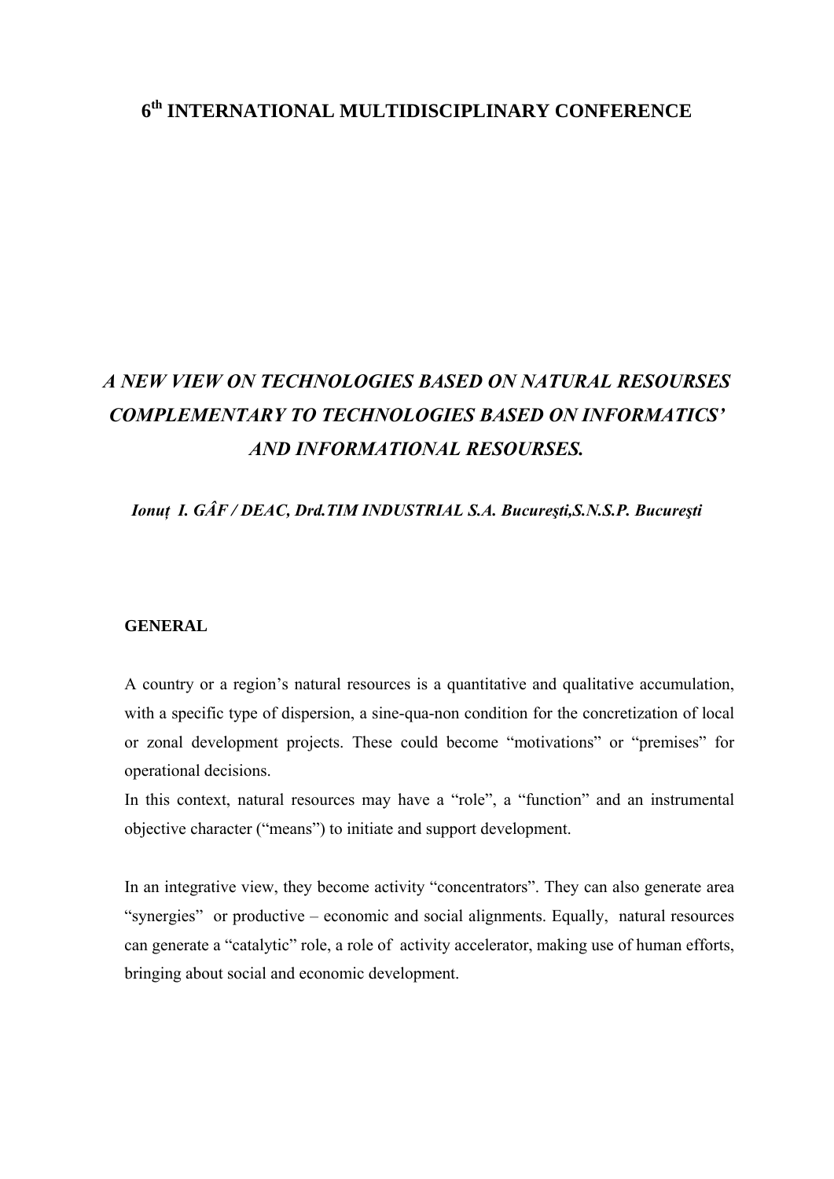# 6th INTERNATIONAL MULTIDISCIPLINARY CONFERENCE

## *A NEW VIEW ON TECHNOLOGIES BASED ON NATURAL RESOURSES COMPLEMENTARY TO TECHNOLOGIES BASED ON INFORMATICS' AND INFORMATIONAL RESOURSES.*

***Ionuț I. GÂF / DEAC, Drd.TIM INDUSTRIAL S.A. Bucureşti,S.N.S.P. Bucureşti***

### GENERAL

A country or a region's natural resources is a quantitative and qualitative accumulation, with a specific type of dispersion, a sine-qua-non condition for the concretization of local or zonal development projects. These could become "motivations" or "premises" for operational decisions.

In this context, natural resources may have a "role", a "function" and an instrumental objective character ("means") to initiate and support development.

In an integrative view, they become activity "concentrators". They can also generate area "synergies" or productive – economic and social alignments. Equally, natural resources can generate a "catalytic" role, a role of activity accelerator, making use of human efforts, bringing about social and economic development.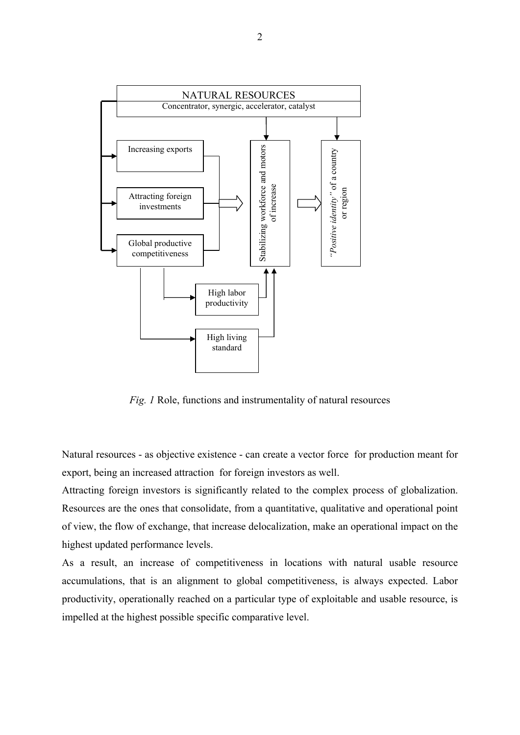NATURAL RESOURCES

Concentrator, synergic, accelerator, catalyst

Increasing exports

Attracting foreign investments

Global productive competitiveness

Stabilizing workforce and motors of increase

*"Positive identity"* of a country or region

High labor productivity

High living standard

*Fig. 1* Role, functions and instrumentality of natural resources

Natural resources - as objective existence - can create a vector force for production meant for export, being an increased attraction for foreign investors as well.

Attracting foreign investors is significantly related to the complex process of globalization. Resources are the ones that consolidate, from a quantitative, qualitative and operational point of view, the flow of exchange, that increase delocalization, make an operational impact on the highest updated performance levels.

As a result, an increase of competitiveness in locations with natural usable resource accumulations, that is an alignment to global competitiveness, is always expected. Labor productivity, operationally reached on a particular type of exploitable and usable resource, is impelled at the highest possible specific comparative level.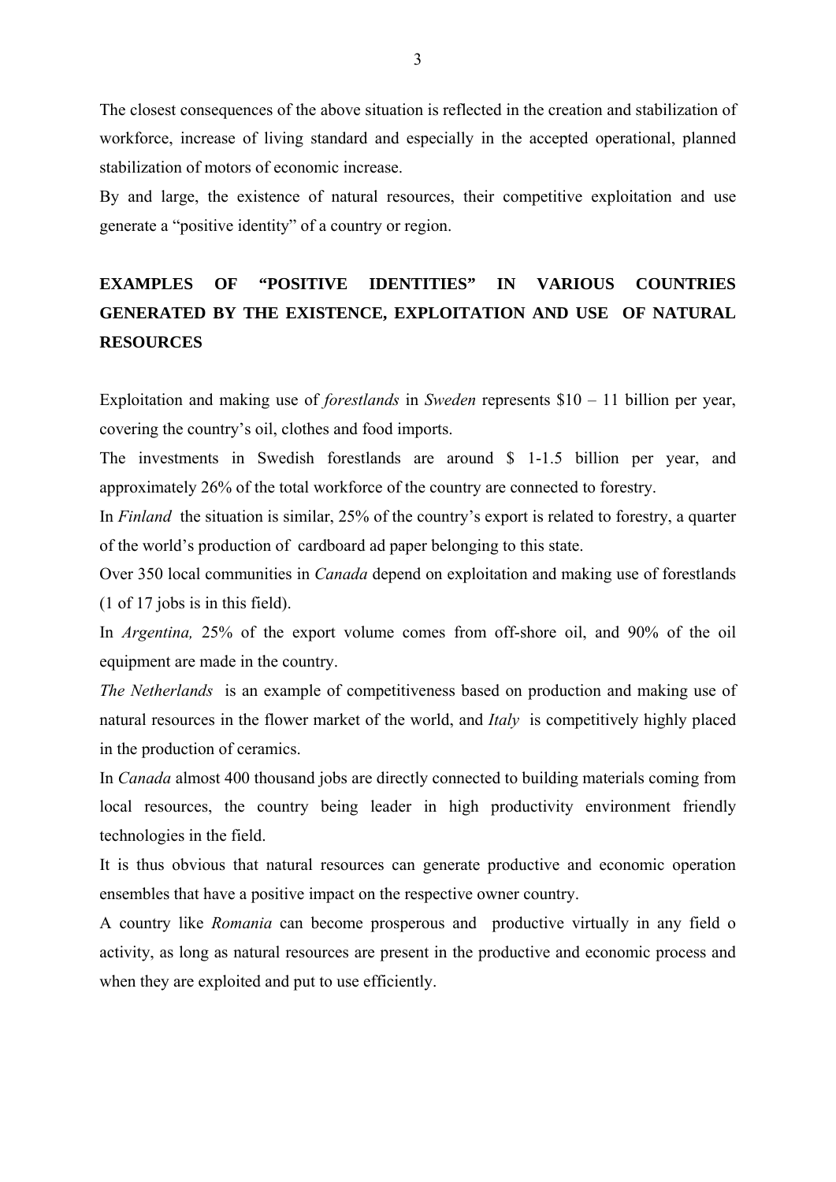The closest consequences of the above situation is reflected in the creation and stabilization of workforce, increase of living standard and especially in the accepted operational, planned stabilization of motors of economic increase.

By and large, the existence of natural resources, their competitive exploitation and use generate a "positive identity" of a country or region.

## EXAMPLES OF "POSITIVE IDENTITIES" IN VARIOUS COUNTRIES GENERATED BY THE EXISTENCE, EXPLOITATION AND USE OF NATURAL RESOURCES

Exploitation and making use of *forestlands* in *Sweden* represents $10 – 11 billion per year, covering the country's oil, clothes and food imports.

The investments in Swedish forestlands are around $ 1-1.5 billion per year, and approximately 26% of the total workforce of the country are connected to forestry.

In *Finland* the situation is similar, 25% of the country's export is related to forestry, a quarter of the world's production of cardboard ad paper belonging to this state.

Over 350 local communities in *Canada* depend on exploitation and making use of forestlands (1 of 17 jobs is in this field).

In *Argentina,* 25% of the export volume comes from off-shore oil, and 90% of the oil equipment are made in the country.

*The Netherlands* is an example of competitiveness based on production and making use of natural resources in the flower market of the world, and *Italy* is competitively highly placed in the production of ceramics.

In *Canada* almost 400 thousand jobs are directly connected to building materials coming from local resources, the country being leader in high productivity environment friendly technologies in the field.

It is thus obvious that natural resources can generate productive and economic operation ensembles that have a positive impact on the respective owner country.

A country like *Romania* can become prosperous and productive virtually in any field o activity, as long as natural resources are present in the productive and economic process and when they are exploited and put to use efficiently.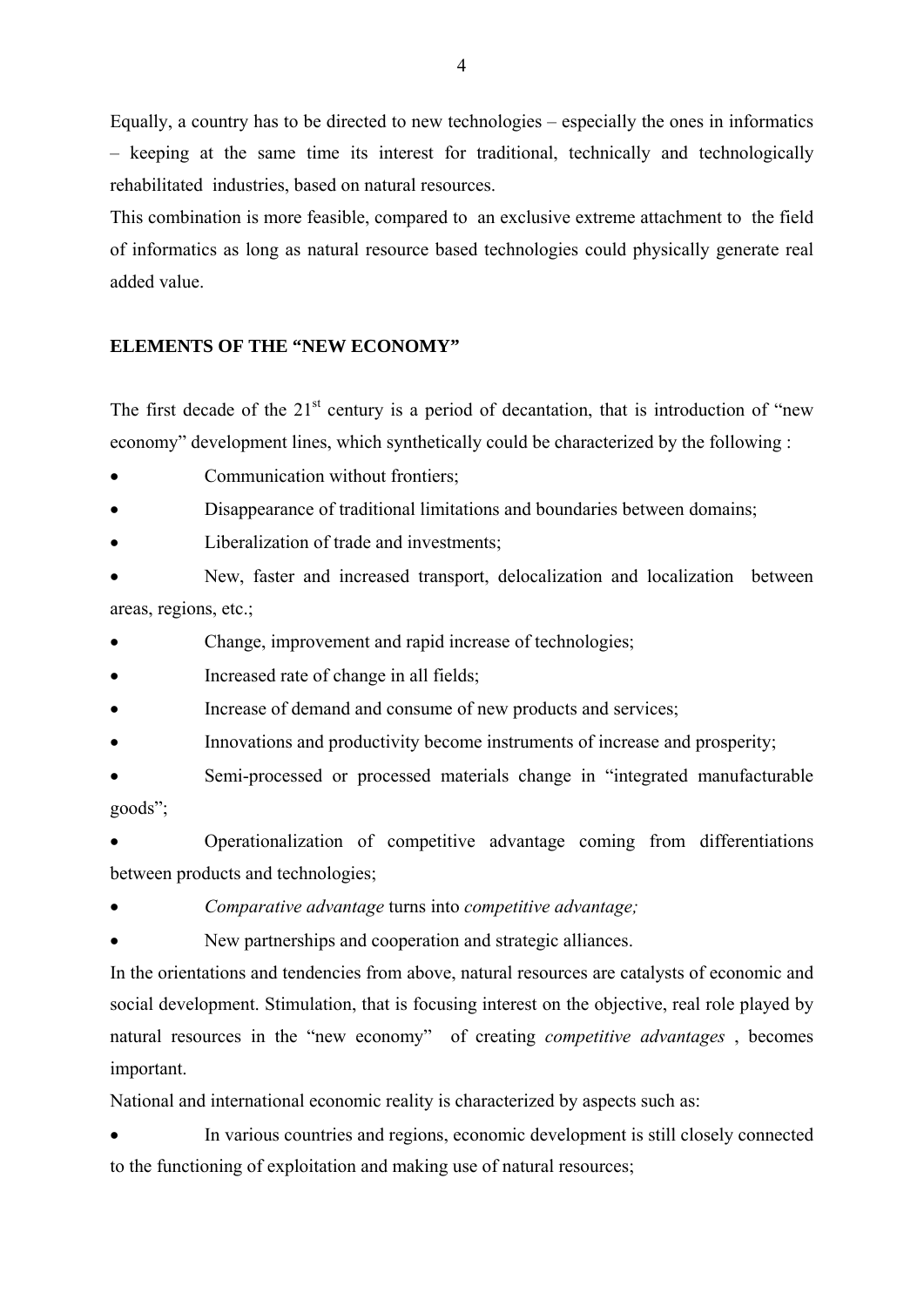Equally, a country has to be directed to new technologies – especially the ones in informatics – keeping at the same time its interest for traditional, technically and technologically rehabilitated industries, based on natural resources.

This combination is more feasible, compared to an exclusive extreme attachment to the field of informatics as long as natural resource based technologies could physically generate real added value.

## ELEMENTS OF THE "NEW ECONOMY"

The first decade of the 21st century is a period of decantation, that is introduction of "new economy" development lines, which synthetically could be characterized by the following :

- Communication without frontiers;
- Disappearance of traditional limitations and boundaries between domains;
- Liberalization of trade and investments;
- New, faster and increased transport, delocalization and localization between areas, regions, etc.;
- Change, improvement and rapid increase of technologies;
- Increased rate of change in all fields;
- Increase of demand and consume of new products and services;
- Innovations and productivity become instruments of increase and prosperity;
- Semi-processed or processed materials change in "integrated manufacturable goods";
- Operationalization of competitive advantage coming from differentiations between products and technologies;
- *Comparative advantage* turns into *competitive advantage;*
- New partnerships and cooperation and strategic alliances.

In the orientations and tendencies from above, natural resources are catalysts of economic and social development. Stimulation, that is focusing interest on the objective, real role played by natural resources in the "new economy" of creating *competitive advantages* , becomes important.

National and international economic reality is characterized by aspects such as:

- In various countries and regions, economic development is still closely connected to the functioning of exploitation and making use of natural resources;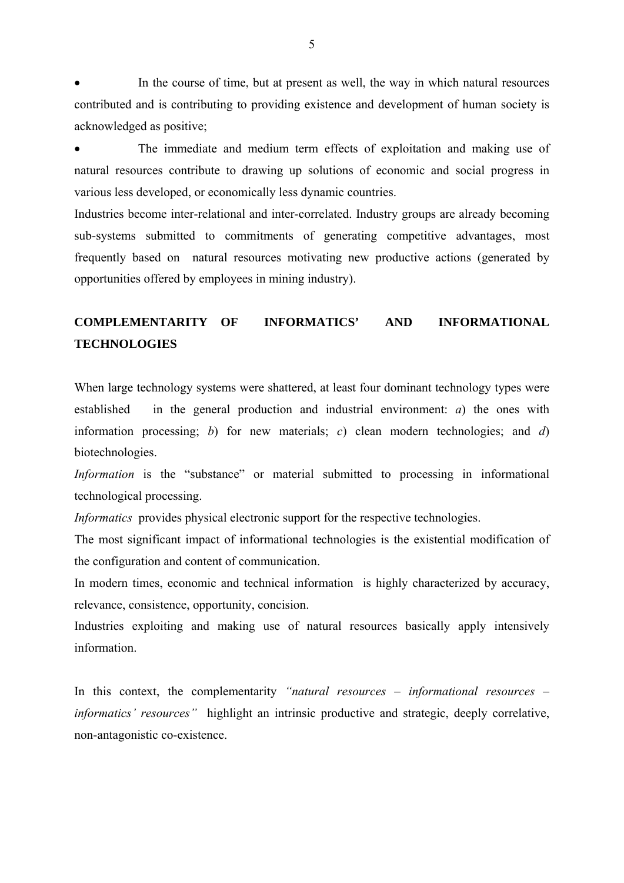- In the course of time, but at present as well, the way in which natural resources contributed and is contributing to providing existence and development of human society is acknowledged as positive;
- The immediate and medium term effects of exploitation and making use of natural resources contribute to drawing up solutions of economic and social progress in various less developed, or economically less dynamic countries.

Industries become inter-relational and inter-correlated. Industry groups are already becoming sub-systems submitted to commitments of generating competitive advantages, most frequently based on natural resources motivating new productive actions (generated by opportunities offered by employees in mining industry).

## COMPLEMENTARITY OF INFORMATICS' AND INFORMATIONAL TECHNOLOGIES

When large technology systems were shattered, at least four dominant technology types were established in the general production and industrial environment: *a*) the ones with information processing; *b*) for new materials; *c*) clean modern technologies; and *d*) biotechnologies.

*Information* is the "substance" or material submitted to processing in informational technological processing.

*Informatics* provides physical electronic support for the respective technologies.

The most significant impact of informational technologies is the existential modification of the configuration and content of communication.

In modern times, economic and technical information is highly characterized by accuracy, relevance, consistence, opportunity, concision.

Industries exploiting and making use of natural resources basically apply intensively information.

In this context, the complementarity *"natural resources – informational resources – informatics' resources"* highlight an intrinsic productive and strategic, deeply correlative, non-antagonistic co-existence.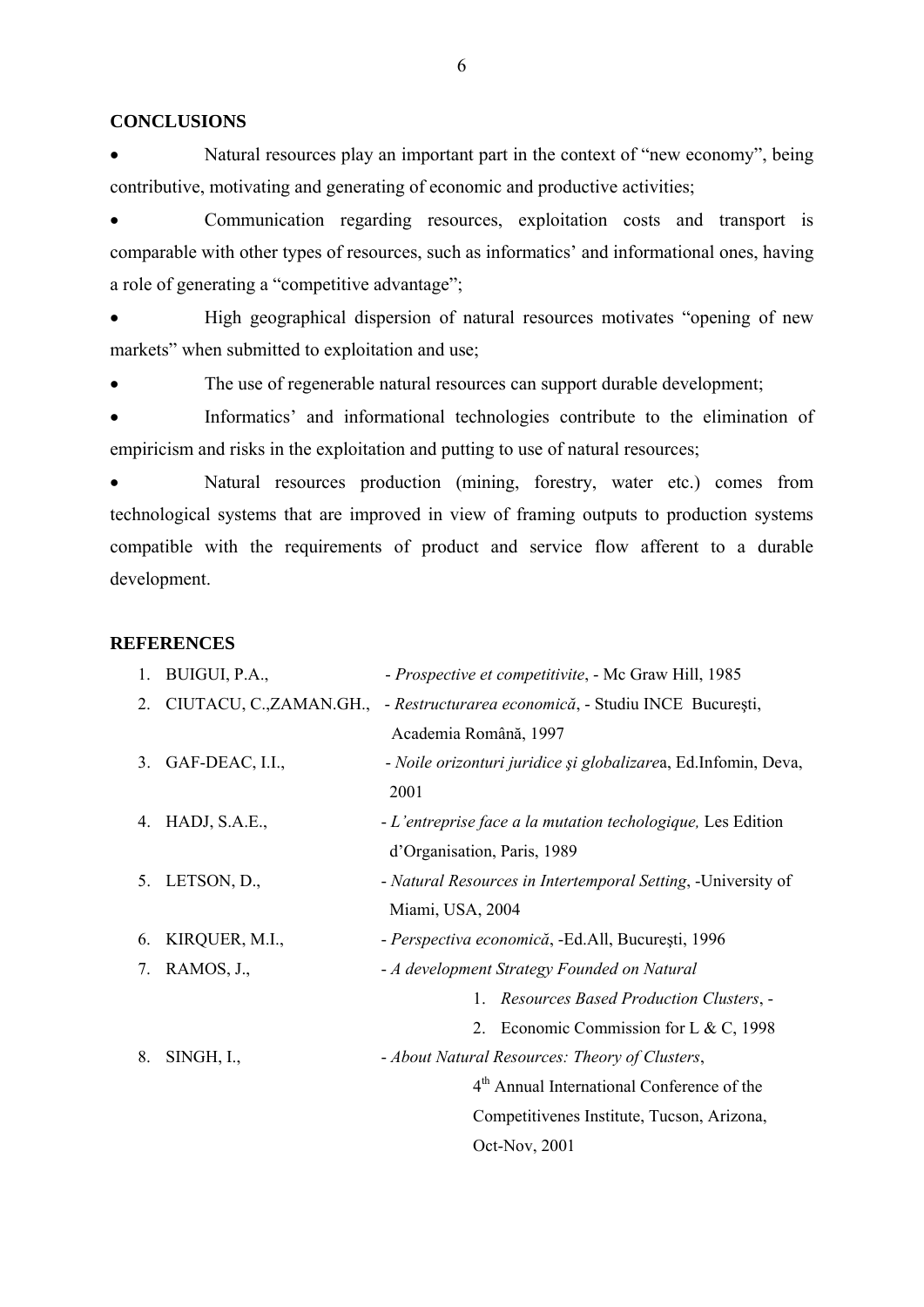## CONCLUSIONS

- Natural resources play an important part in the context of "new economy", being contributive, motivating and generating of economic and productive activities;
- Communication regarding resources, exploitation costs and transport is comparable with other types of resources, such as informatics' and informational ones, having a role of generating a "competitive advantage";
- High geographical dispersion of natural resources motivates "opening of new markets" when submitted to exploitation and use;
- The use of regenerable natural resources can support durable development;
- Informatics' and informational technologies contribute to the elimination of empiricism and risks in the exploitation and putting to use of natural resources;
- Natural resources production (mining, forestry, water etc.) comes from technological systems that are improved in view of framing outputs to production systems compatible with the requirements of product and service flow afferent to a durable development.

## REFERENCES

1. BUIGUI, P.A., - *Prospective et competitivite*, - Mc Graw Hill, 1985
2. CIUTACU, C.,ZAMAN.GH., - *Restructurarea economică*, - Studiu INCE București, Academia Română, 1997
3. GAF-DEAC, I.I., - *Noile orizonturi juridice şi globalizare*a, Ed.Infomin, Deva, 2001
4. HADJ, S.A.E., - *L'entreprise face a la mutation techologique,* Les Edition d'Organisation, Paris, 1989
5. LETSON, D., - *Natural Resources in Intertemporal Setting*, -University of Miami, USA, 2004
6. KIRQUER, M.I., - *Perspectiva economică*, -Ed.All, București, 1996
7. RAMOS, J., - *A development Strategy Founded on Natural*
   1. *Resources Based Production Clusters*, -
   2. Economic Commission for L & C, 1998
8. SINGH, I., - *About Natural Resources: Theory of Clusters*, 4th Annual International Conference of the Competitivenes Institute, Tucson, Arizona, Oct-Nov, 2001